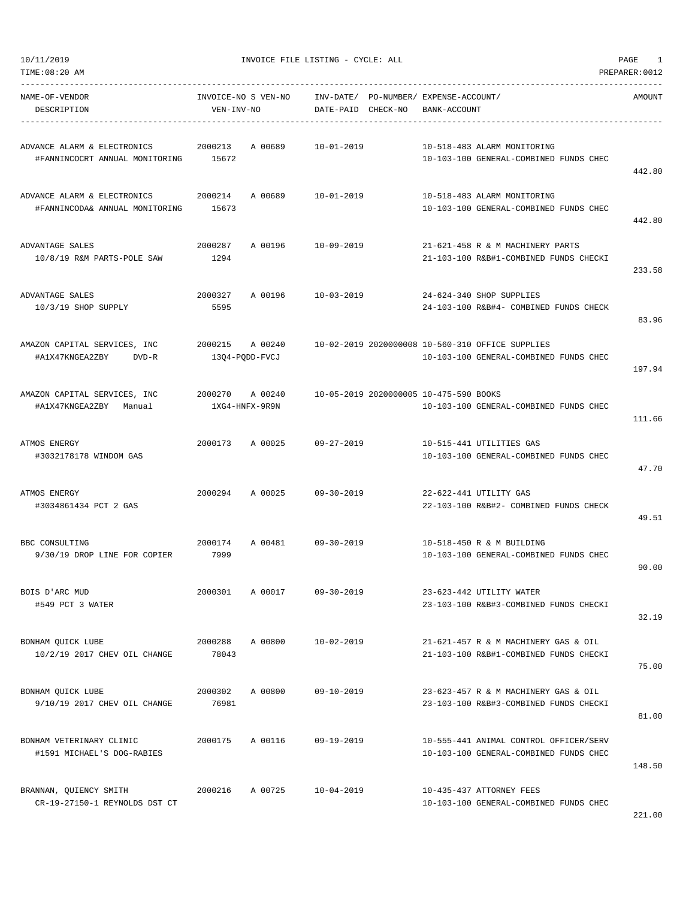INVOICE FILE LISTING - CYCLE: ALL

| NAME-OF-VENDOR / DESCRIPTION | INVOICE-NO / VEN-INV-NO | S VEN-NO | INV-DATE / DATE-PAID | PO-NUMBER / CHECK-NO | EXPENSE-ACCOUNT / BANK-ACCOUNT | AMOUNT |
|---|---|---|---|---|---|---|
| ADVANCE ALARM & ELECTRONICS<br>#FANNINCOCRT ANNUAL MONITORING | 2000213<br>15672 | A 00689 | 10-01-2019 | | 10-518-483 ALARM MONITORING<br>10-103-100 GENERAL-COMBINED FUNDS CHEC | 442.80 |
| ADVANCE ALARM & ELECTRONICS<br>#FANNINCODA& ANNUAL MONITORING | 2000214<br>15673 | A 00689 | 10-01-2019 | | 10-518-483 ALARM MONITORING<br>10-103-100 GENERAL-COMBINED FUNDS CHEC | 442.80 |
| ADVANTAGE SALES<br>10/8/19 R&M PARTS-POLE SAW | 2000287<br>1294 | A 00196 | 10-09-2019 | | 21-621-458 R & M MACHINERY PARTS<br>21-103-100 R&B#1-COMBINED FUNDS CHECKI | 233.58 |
| ADVANTAGE SALES<br>10/3/19 SHOP SUPPLY | 2000327<br>5595 | A 00196 | 10-03-2019 | | 24-624-340 SHOP SUPPLIES<br>24-103-100 R&B#4- COMBINED FUNDS CHECK | 83.96 |
| AMAZON CAPITAL SERVICES, INC<br>#A1X47KNGEA2ZBY DVD-R | 2000215<br>13Q4-PQDD-FVCJ | A 00240 | 10-02-2019 | 2020000008 | 10-560-310 OFFICE SUPPLIES<br>10-103-100 GENERAL-COMBINED FUNDS CHEC | 197.94 |
| AMAZON CAPITAL SERVICES, INC<br>#A1X47KNGEA2ZBY Manual | 2000270<br>1XG4-HNFX-9R9N | A 00240 | 10-05-2019 | 2020000005 | 10-475-590 BOOKS<br>10-103-100 GENERAL-COMBINED FUNDS CHEC | 111.66 |
| ATMOS ENERGY<br>#3032178178 WINDOM GAS | 2000173 | A 00025 | 09-27-2019 | | 10-515-441 UTILITIES GAS<br>10-103-100 GENERAL-COMBINED FUNDS CHEC | 47.70 |
| ATMOS ENERGY<br>#3034861434 PCT 2 GAS | 2000294 | A 00025 | 09-30-2019 | | 22-622-441 UTILITY GAS<br>22-103-100 R&B#2- COMBINED FUNDS CHECK | 49.51 |
| BBC CONSULTING<br>9/30/19 DROP LINE FOR COPIER | 2000174<br>7999 | A 00481 | 09-30-2019 | | 10-518-450 R & M BUILDING<br>10-103-100 GENERAL-COMBINED FUNDS CHEC | 90.00 |
| BOIS D'ARC MUD<br>#549 PCT 3 WATER | 2000301 | A 00017 | 09-30-2019 | | 23-623-442 UTILITY WATER<br>23-103-100 R&B#3-COMBINED FUNDS CHECKI | 32.19 |
| BONHAM QUICK LUBE<br>10/2/19 2017 CHEV OIL CHANGE | 2000288<br>78043 | A 00800 | 10-02-2019 | | 21-621-457 R & M MACHINERY GAS & OIL<br>21-103-100 R&B#1-COMBINED FUNDS CHECKI | 75.00 |
| BONHAM QUICK LUBE<br>9/10/19 2017 CHEV OIL CHANGE | 2000302<br>76981 | A 00800 | 09-10-2019 | | 23-623-457 R & M MACHINERY GAS & OIL<br>23-103-100 R&B#3-COMBINED FUNDS CHECKI | 81.00 |
| BONHAM VETERINARY CLINIC<br>#1591 MICHAEL'S DOG-RABIES | 2000175 | A 00116 | 09-19-2019 | | 10-555-441 ANIMAL CONTROL OFFICER/SERV<br>10-103-100 GENERAL-COMBINED FUNDS CHEC | 148.50 |
| BRANNAN, QUIENCY SMITH<br>CR-19-27150-1 REYNOLDS DST CT | 2000216 | A 00725 | 10-04-2019 | | 10-435-437 ATTORNEY FEES<br>10-103-100 GENERAL-COMBINED FUNDS CHEC | 221.00 |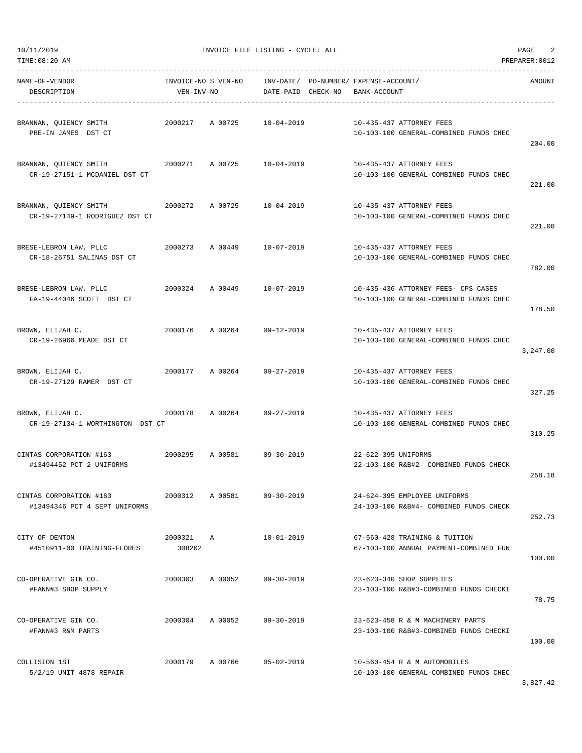10/11/2019 INVOICE FILE LISTING - CYCLE: ALL
TIME:08:20 AM PREPARER:0012

| NAME-OF-VENDOR / DESCRIPTION | INVOICE-NO | S | VEN-NO / VEN-INV-NO | INV-DATE/ DATE-PAID | PO-NUMBER/ CHECK-NO | EXPENSE-ACCOUNT/ BANK-ACCOUNT | AMOUNT |
|---|---|---|---|---|---|---|---|
| BRANNAN, QUIENCY SMITH<br>PRE-IN JAMES DST CT | 2000217 | A | 00725 | 10-04-2019 | | 10-435-437 ATTORNEY FEES<br>10-103-100 GENERAL-COMBINED FUNDS CHEC | 204.00 |
| BRANNAN, QUIENCY SMITH<br>CR-19-27151-1 MCDANIEL DST CT | 2000271 | A | 00725 | 10-04-2019 | | 10-435-437 ATTORNEY FEES<br>10-103-100 GENERAL-COMBINED FUNDS CHEC | 221.00 |
| BRANNAN, QUIENCY SMITH<br>CR-19-27149-1 RODRIGUEZ DST CT | 2000272 | A | 00725 | 10-04-2019 | | 10-435-437 ATTORNEY FEES<br>10-103-100 GENERAL-COMBINED FUNDS CHEC | 221.00 |
| BRESE-LEBRON LAW, PLLC<br>CR-18-26751 SALINAS DST CT | 2000273 | A | 00449 | 10-07-2019 | | 10-435-437 ATTORNEY FEES<br>10-103-100 GENERAL-COMBINED FUNDS CHEC | 782.00 |
| BRESE-LEBRON LAW, PLLC<br>FA-19-44046 SCOTT DST CT | 2000324 | A | 00449 | 10-07-2019 | | 10-435-436 ATTORNEY FEES- CPS CASES<br>10-103-100 GENERAL-COMBINED FUNDS CHEC | 178.50 |
| BROWN, ELIJAH C.<br>CR-19-26966 MEADE DST CT | 2000176 | A | 00264 | 09-12-2019 | | 10-435-437 ATTORNEY FEES<br>10-103-100 GENERAL-COMBINED FUNDS CHEC | 3,247.00 |
| BROWN, ELIJAH C.<br>CR-19-27129 RAMER DST CT | 2000177 | A | 00264 | 09-27-2019 | | 10-435-437 ATTORNEY FEES<br>10-103-100 GENERAL-COMBINED FUNDS CHEC | 327.25 |
| BROWN, ELIJAH C.<br>CR-19-27134-1 WORTHINGTON DST CT | 2000178 | A | 00264 | 09-27-2019 | | 10-435-437 ATTORNEY FEES<br>10-103-100 GENERAL-COMBINED FUNDS CHEC | 310.25 |
| CINTAS CORPORATION #163<br>#13494452 PCT 2 UNIFORMS | 2000295 | A | 00581 | 09-30-2019 | | 22-622-395 UNIFORMS<br>22-103-100 R&B#2- COMBINED FUNDS CHECK | 258.18 |
| CINTAS CORPORATION #163<br>#13494346 PCT 4 SEPT UNIFORMS | 2000312 | A | 00581 | 09-30-2019 | | 24-624-395 EMPLOYEE UNIFORMS<br>24-103-100 R&B#4- COMBINED FUNDS CHECK | 252.73 |
| CITY OF DENTON<br>#4510911-00 TRAINING-FLORES | 2000321 | A | 308202 | 10-01-2019 | | 67-560-428 TRAINING & TUITION<br>67-103-100 ANNUAL PAYMENT-COMBINED FUN | 100.00 |
| CO-OPERATIVE GIN CO.<br>#FANN#3 SHOP SUPPLY | 2000303 | A | 00052 | 09-30-2019 | | 23-623-340 SHOP SUPPLIES<br>23-103-100 R&B#3-COMBINED FUNDS CHECKI | 78.75 |
| CO-OPERATIVE GIN CO.<br>#FANN#3 R&M PARTS | 2000304 | A | 00052 | 09-30-2019 | | 23-623-458 R & M MACHINERY PARTS<br>23-103-100 R&B#3-COMBINED FUNDS CHECKI | 100.00 |
| COLLISION 1ST<br>5/2/19 UNIT 4878 REPAIR | 2000179 | A | 00766 | 05-02-2019 | | 10-560-454 R & M AUTOMOBILES<br>10-103-100 GENERAL-COMBINED FUNDS CHEC | 3,827.42 |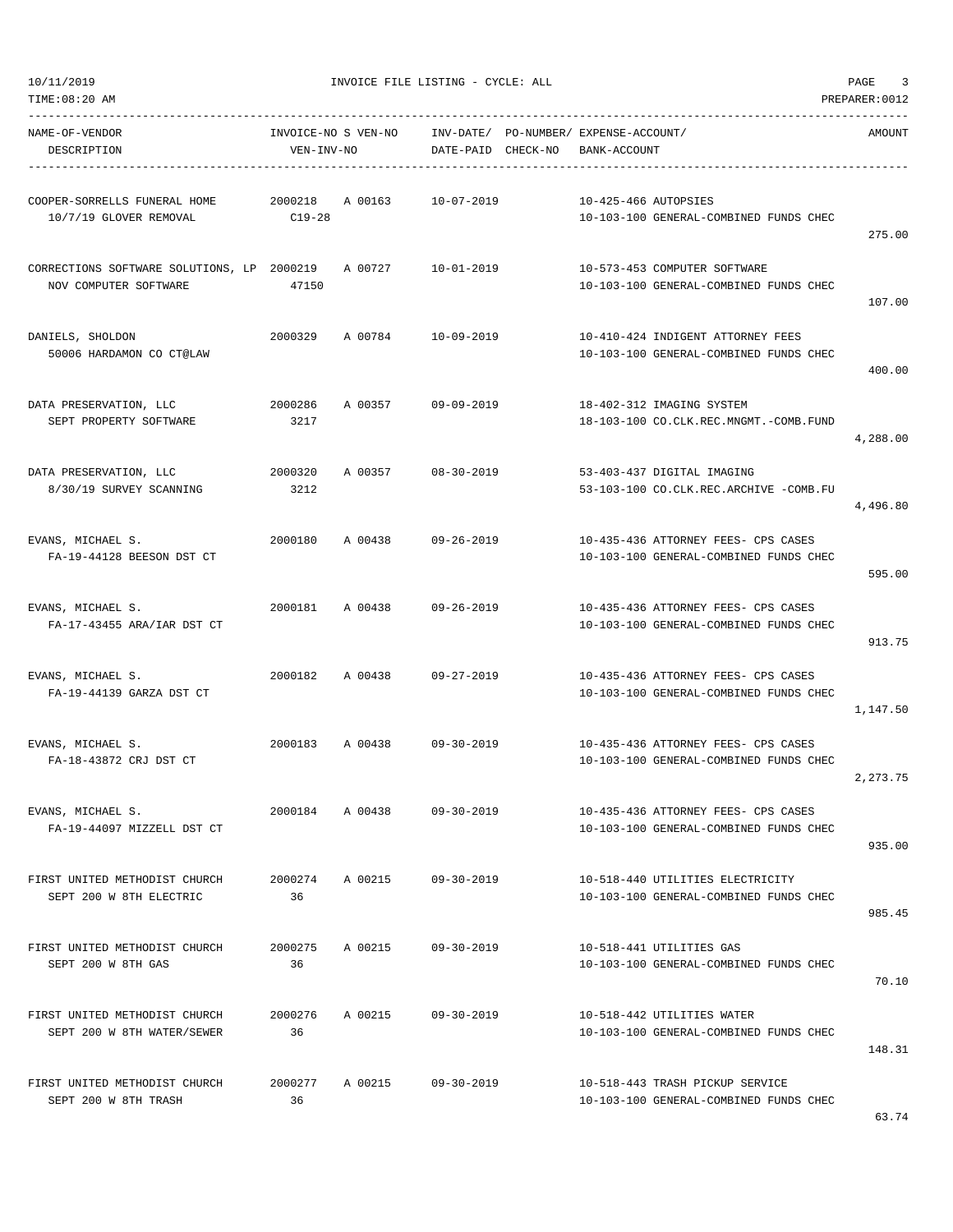10/11/2019 INVOICE FILE LISTING - CYCLE: ALL

TIME:08:20 AM PREPARER:0012

| NAME-OF-VENDOR / DESCRIPTION | INVOICE-NO / VEN-INV-NO | S VEN-NO | INV-DATE/ DATE-PAID | PO-NUMBER/ CHECK-NO | EXPENSE-ACCOUNT/ BANK-ACCOUNT | AMOUNT |
|---|---|---|---|---|---|---|
| COOPER-SORRELLS FUNERAL HOME<br>10/7/19 GLOVER REMOVAL | 2000218<br>C19-28 | A 00163 | 10-07-2019 | | 10-425-466 AUTOPSIES<br>10-103-100 GENERAL-COMBINED FUNDS CHEC | 275.00 |
| CORRECTIONS SOFTWARE SOLUTIONS, LP<br>NOV COMPUTER SOFTWARE | 2000219<br>47150 | A 00727 | 10-01-2019 | | 10-573-453 COMPUTER SOFTWARE<br>10-103-100 GENERAL-COMBINED FUNDS CHEC | 107.00 |
| DANIELS, SHOLDON<br>50006 HARDAMON CO CT@LAW | 2000329 | A 00784 | 10-09-2019 | | 10-410-424 INDIGENT ATTORNEY FEES<br>10-103-100 GENERAL-COMBINED FUNDS CHEC | 400.00 |
| DATA PRESERVATION, LLC<br>SEPT PROPERTY SOFTWARE | 2000286<br>3217 | A 00357 | 09-09-2019 | | 18-402-312 IMAGING SYSTEM<br>18-103-100 CO.CLK.REC.MNGMT.-COMB.FUND | 4,288.00 |
| DATA PRESERVATION, LLC<br>8/30/19 SURVEY SCANNING | 2000320<br>3212 | A 00357 | 08-30-2019 | | 53-403-437 DIGITAL IMAGING<br>53-103-100 CO.CLK.REC.ARCHIVE -COMB.FU | 4,496.80 |
| EVANS, MICHAEL S.<br>FA-19-44128 BEESON DST CT | 2000180 | A 00438 | 09-26-2019 | | 10-435-436 ATTORNEY FEES- CPS CASES<br>10-103-100 GENERAL-COMBINED FUNDS CHEC | 595.00 |
| EVANS, MICHAEL S.<br>FA-17-43455 ARA/IAR DST CT | 2000181 | A 00438 | 09-26-2019 | | 10-435-436 ATTORNEY FEES- CPS CASES<br>10-103-100 GENERAL-COMBINED FUNDS CHEC | 913.75 |
| EVANS, MICHAEL S.<br>FA-19-44139 GARZA DST CT | 2000182 | A 00438 | 09-27-2019 | | 10-435-436 ATTORNEY FEES- CPS CASES<br>10-103-100 GENERAL-COMBINED FUNDS CHEC | 1,147.50 |
| EVANS, MICHAEL S.<br>FA-18-43872 CRJ DST CT | 2000183 | A 00438 | 09-30-2019 | | 10-435-436 ATTORNEY FEES- CPS CASES<br>10-103-100 GENERAL-COMBINED FUNDS CHEC | 2,273.75 |
| EVANS, MICHAEL S.<br>FA-19-44097 MIZZELL DST CT | 2000184 | A 00438 | 09-30-2019 | | 10-435-436 ATTORNEY FEES- CPS CASES<br>10-103-100 GENERAL-COMBINED FUNDS CHEC | 935.00 |
| FIRST UNITED METHODIST CHURCH<br>SEPT 200 W 8TH ELECTRIC | 2000274<br>36 | A 00215 | 09-30-2019 | | 10-518-440 UTILITIES ELECTRICITY<br>10-103-100 GENERAL-COMBINED FUNDS CHEC | 985.45 |
| FIRST UNITED METHODIST CHURCH<br>SEPT 200 W 8TH GAS | 2000275<br>36 | A 00215 | 09-30-2019 | | 10-518-441 UTILITIES GAS<br>10-103-100 GENERAL-COMBINED FUNDS CHEC | 70.10 |
| FIRST UNITED METHODIST CHURCH<br>SEPT 200 W 8TH WATER/SEWER | 2000276<br>36 | A 00215 | 09-30-2019 | | 10-518-442 UTILITIES WATER<br>10-103-100 GENERAL-COMBINED FUNDS CHEC | 148.31 |
| FIRST UNITED METHODIST CHURCH<br>SEPT 200 W 8TH TRASH | 2000277<br>36 | A 00215 | 09-30-2019 | | 10-518-443 TRASH PICKUP SERVICE<br>10-103-100 GENERAL-COMBINED FUNDS CHEC | 63.74 |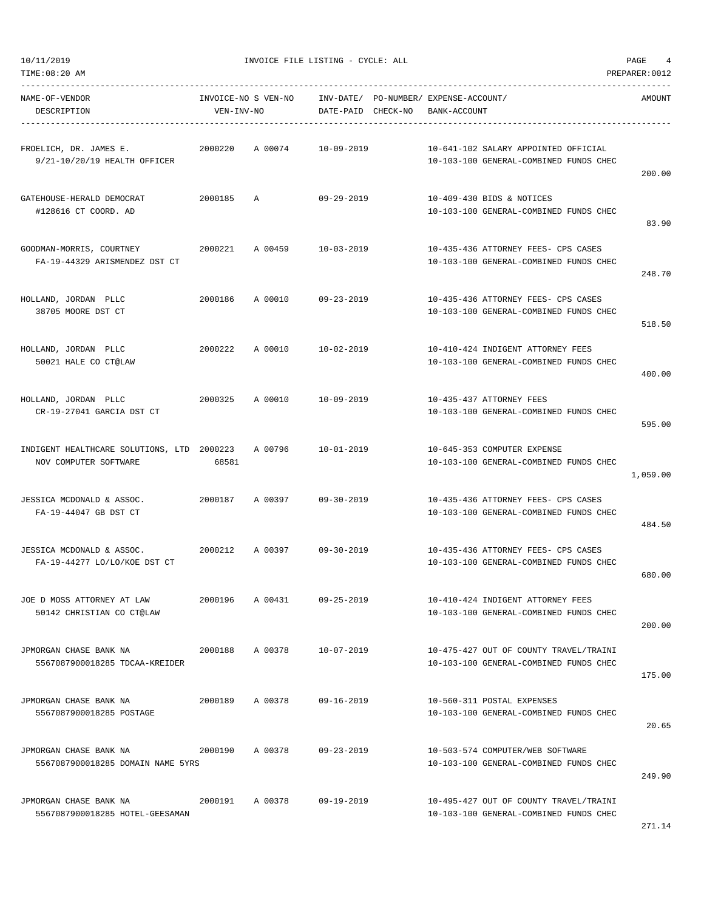10/11/2019 INVOICE FILE LISTING - CYCLE: ALL
TIME:08:20 AM PREPARER:0012

| NAME-OF-VENDOR / DESCRIPTION | INVOICE-NO / VEN-INV-NO | S | VEN-NO | INV-DATE/ DATE-PAID | PO-NUMBER/ CHECK-NO | EXPENSE-ACCOUNT/ BANK-ACCOUNT | AMOUNT |
|---|---|---|---|---|---|---|---|
| FROELICH, DR. JAMES E.<br>9/21-10/20/19 HEALTH OFFICER | 2000220 | A | 00074 | 10-09-2019 | | 10-641-102 SALARY APPOINTED OFFICIAL<br>10-103-100 GENERAL-COMBINED FUNDS CHEC | 200.00 |
| GATEHOUSE-HERALD DEMOCRAT<br>#128616 CT COORD. AD | 2000185 | A | | 09-29-2019 | | 10-409-430 BIDS & NOTICES<br>10-103-100 GENERAL-COMBINED FUNDS CHEC | 83.90 |
| GOODMAN-MORRIS, COURTNEY<br>FA-19-44329 ARISMENDEZ DST CT | 2000221 | A | 00459 | 10-03-2019 | | 10-435-436 ATTORNEY FEES- CPS CASES<br>10-103-100 GENERAL-COMBINED FUNDS CHEC | 248.70 |
| HOLLAND, JORDAN PLLC<br>38705 MOORE DST CT | 2000186 | A | 00010 | 09-23-2019 | | 10-435-436 ATTORNEY FEES- CPS CASES<br>10-103-100 GENERAL-COMBINED FUNDS CHEC | 518.50 |
| HOLLAND, JORDAN PLLC<br>50021 HALE CO CT@LAW | 2000222 | A | 00010 | 10-02-2019 | | 10-410-424 INDIGENT ATTORNEY FEES<br>10-103-100 GENERAL-COMBINED FUNDS CHEC | 400.00 |
| HOLLAND, JORDAN PLLC<br>CR-19-27041 GARCIA DST CT | 2000325 | A | 00010 | 10-09-2019 | | 10-435-437 ATTORNEY FEES<br>10-103-100 GENERAL-COMBINED FUNDS CHEC | 595.00 |
| INDIGENT HEALTHCARE SOLUTIONS, LTD<br>NOV COMPUTER SOFTWARE | 2000223<br>68581 | A | 00796 | 10-01-2019 | | 10-645-353 COMPUTER EXPENSE<br>10-103-100 GENERAL-COMBINED FUNDS CHEC | 1,059.00 |
| JESSICA MCDONALD & ASSOC.<br>FA-19-44047 GB DST CT | 2000187 | A | 00397 | 09-30-2019 | | 10-435-436 ATTORNEY FEES- CPS CASES<br>10-103-100 GENERAL-COMBINED FUNDS CHEC | 484.50 |
| JESSICA MCDONALD & ASSOC.<br>FA-19-44277 LO/LO/KOE DST CT | 2000212 | A | 00397 | 09-30-2019 | | 10-435-436 ATTORNEY FEES- CPS CASES<br>10-103-100 GENERAL-COMBINED FUNDS CHEC | 680.00 |
| JOE D MOSS ATTORNEY AT LAW<br>50142 CHRISTIAN CO CT@LAW | 2000196 | A | 00431 | 09-25-2019 | | 10-410-424 INDIGENT ATTORNEY FEES<br>10-103-100 GENERAL-COMBINED FUNDS CHEC | 200.00 |
| JPMORGAN CHASE BANK NA<br>5567087900018285 TDCAA-KREIDER | 2000188 | A | 00378 | 10-07-2019 | | 10-475-427 OUT OF COUNTY TRAVEL/TRAINI<br>10-103-100 GENERAL-COMBINED FUNDS CHEC | 175.00 |
| JPMORGAN CHASE BANK NA<br>5567087900018285 POSTAGE | 2000189 | A | 00378 | 09-16-2019 | | 10-560-311 POSTAL EXPENSES<br>10-103-100 GENERAL-COMBINED FUNDS CHEC | 20.65 |
| JPMORGAN CHASE BANK NA<br>5567087900018285 DOMAIN NAME 5YRS | 2000190 | A | 00378 | 09-23-2019 | | 10-503-574 COMPUTER/WEB SOFTWARE<br>10-103-100 GENERAL-COMBINED FUNDS CHEC | 249.90 |
| JPMORGAN CHASE BANK NA<br>5567087900018285 HOTEL-GEESAMAN | 2000191 | A | 00378 | 09-19-2019 | | 10-495-427 OUT OF COUNTY TRAVEL/TRAINI<br>10-103-100 GENERAL-COMBINED FUNDS CHEC | 271.14 |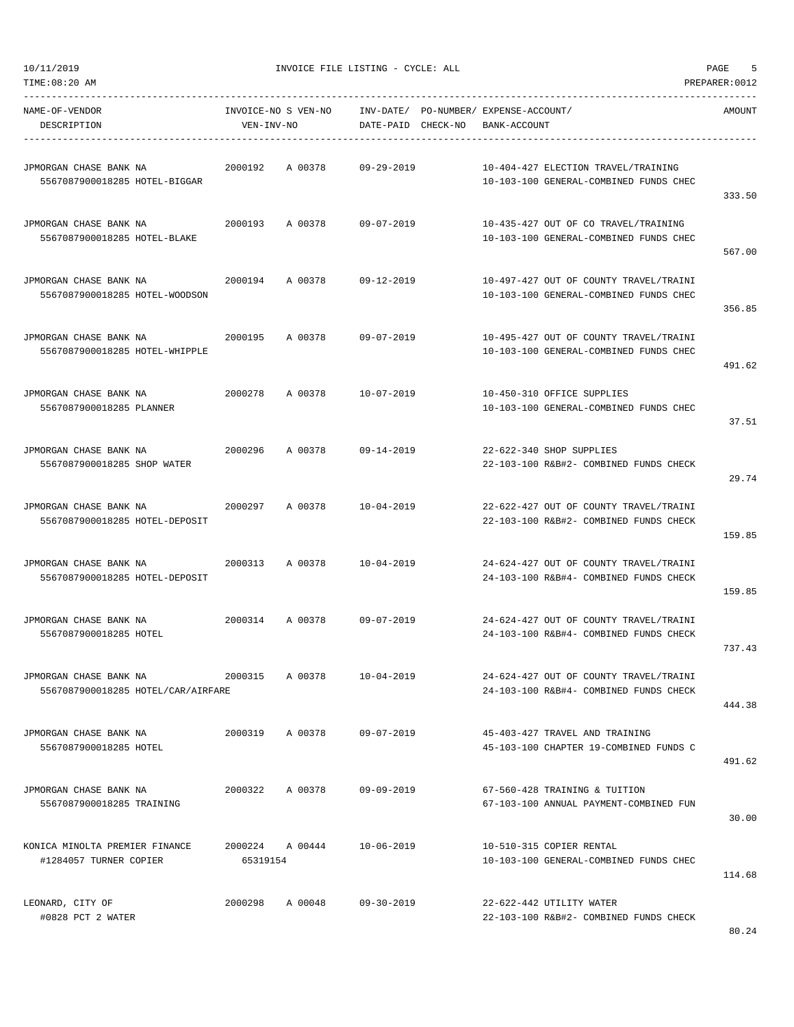| NAME-OF-VENDOR DESCRIPTION | INVOICE-NO S VEN-NO VEN-INV-NO | INV-DATE/ DATE-PAID | PO-NUMBER/ CHECK-NO | EXPENSE-ACCOUNT/ BANK-ACCOUNT | AMOUNT |
|---|---|---|---|---|---|
| JPMORGAN CHASE BANK NA 5567087900018285 HOTEL-BIGGAR | 2000192 A 00378 | 09-29-2019 | | 10-404-427 ELECTION TRAVEL/TRAINING 10-103-100 GENERAL-COMBINED FUNDS CHEC | 333.50 |
| JPMORGAN CHASE BANK NA 5567087900018285 HOTEL-BLAKE | 2000193 A 00378 | 09-07-2019 | | 10-435-427 OUT OF CO TRAVEL/TRAINING 10-103-100 GENERAL-COMBINED FUNDS CHEC | 567.00 |
| JPMORGAN CHASE BANK NA 5567087900018285 HOTEL-WOODSON | 2000194 A 00378 | 09-12-2019 | | 10-497-427 OUT OF COUNTY TRAVEL/TRAINI 10-103-100 GENERAL-COMBINED FUNDS CHEC | 356.85 |
| JPMORGAN CHASE BANK NA 5567087900018285 HOTEL-WHIPPLE | 2000195 A 00378 | 09-07-2019 | | 10-495-427 OUT OF COUNTY TRAVEL/TRAINI 10-103-100 GENERAL-COMBINED FUNDS CHEC | 491.62 |
| JPMORGAN CHASE BANK NA 5567087900018285 PLANNER | 2000278 A 00378 | 10-07-2019 | | 10-450-310 OFFICE SUPPLIES 10-103-100 GENERAL-COMBINED FUNDS CHEC | 37.51 |
| JPMORGAN CHASE BANK NA 5567087900018285 SHOP WATER | 2000296 A 00378 | 09-14-2019 | | 22-622-340 SHOP SUPPLIES 22-103-100 R&B#2- COMBINED FUNDS CHECK | 29.74 |
| JPMORGAN CHASE BANK NA 5567087900018285 HOTEL-DEPOSIT | 2000297 A 00378 | 10-04-2019 | | 22-622-427 OUT OF COUNTY TRAVEL/TRAINI 22-103-100 R&B#2- COMBINED FUNDS CHECK | 159.85 |
| JPMORGAN CHASE BANK NA 5567087900018285 HOTEL-DEPOSIT | 2000313 A 00378 | 10-04-2019 | | 24-624-427 OUT OF COUNTY TRAVEL/TRAINI 24-103-100 R&B#4- COMBINED FUNDS CHECK | 159.85 |
| JPMORGAN CHASE BANK NA 5567087900018285 HOTEL | 2000314 A 00378 | 09-07-2019 | | 24-624-427 OUT OF COUNTY TRAVEL/TRAINI 24-103-100 R&B#4- COMBINED FUNDS CHECK | 737.43 |
| JPMORGAN CHASE BANK NA 5567087900018285 HOTEL/CAR/AIRFARE | 2000315 A 00378 | 10-04-2019 | | 24-624-427 OUT OF COUNTY TRAVEL/TRAINI 24-103-100 R&B#4- COMBINED FUNDS CHECK | 444.38 |
| JPMORGAN CHASE BANK NA 5567087900018285 HOTEL | 2000319 A 00378 | 09-07-2019 | | 45-403-427 TRAVEL AND TRAINING 45-103-100 CHAPTER 19-COMBINED FUNDS C | 491.62 |
| JPMORGAN CHASE BANK NA 5567087900018285 TRAINING | 2000322 A 00378 | 09-09-2019 | | 67-560-428 TRAINING & TUITION 67-103-100 ANNUAL PAYMENT-COMBINED FUN | 30.00 |
| KONICA MINOLTA PREMIER FINANCE #1284057 TURNER COPIER | 2000224 A 00444 65319154 | 10-06-2019 | | 10-510-315 COPIER RENTAL 10-103-100 GENERAL-COMBINED FUNDS CHEC | 114.68 |
| LEONARD, CITY OF #0828 PCT 2 WATER | 2000298 A 00048 | 09-30-2019 | | 22-622-442 UTILITY WATER 22-103-100 R&B#2- COMBINED FUNDS CHECK | 80.24 |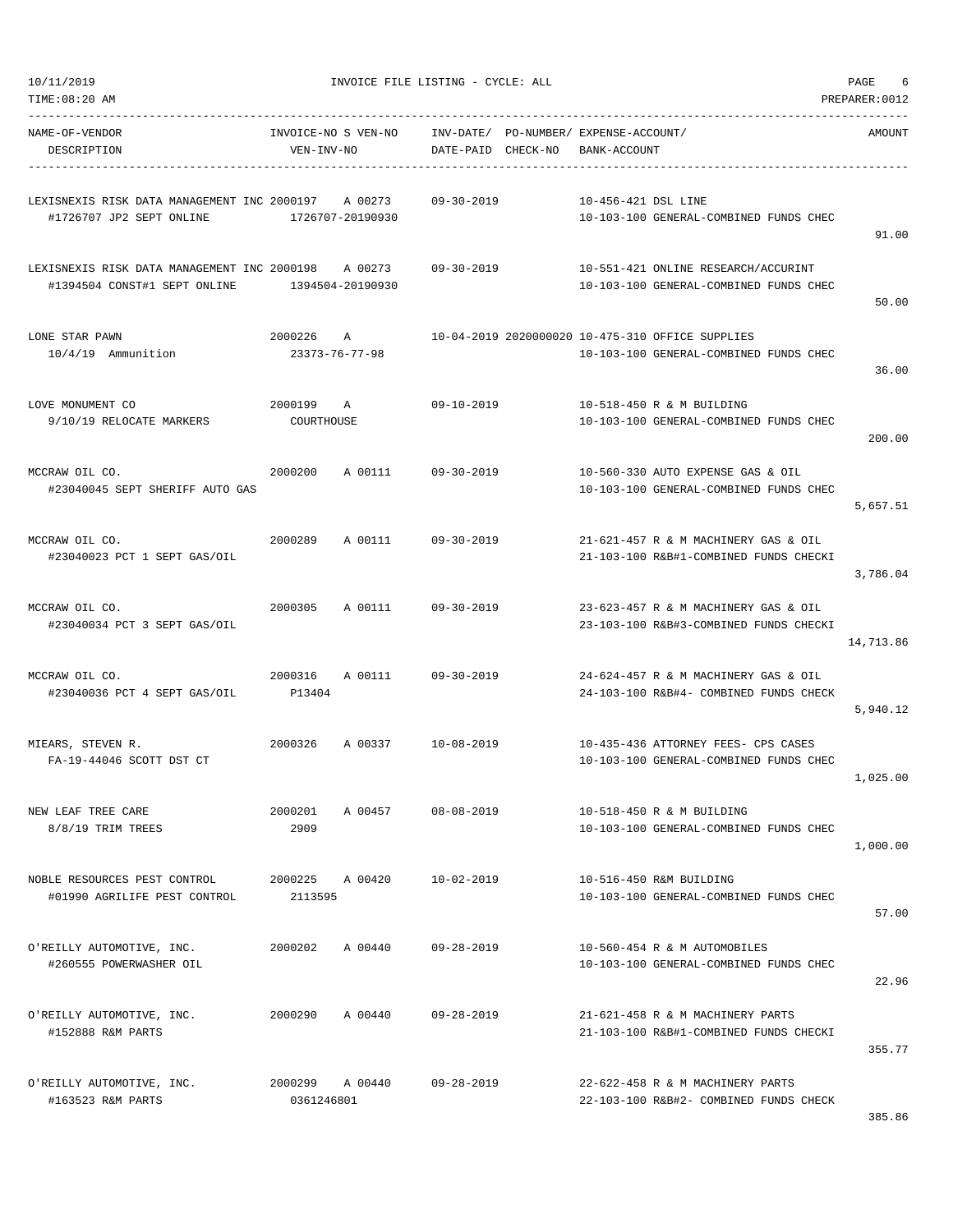INVOICE FILE LISTING - CYCLE: ALL

10/11/2019
TIME:08:20 AM
PREPARER:0012

| NAME-OF-VENDOR / DESCRIPTION | INVOICE-NO S VEN-NO / VEN-INV-NO | INV-DATE/ DATE-PAID | PO-NUMBER/ CHECK-NO | EXPENSE-ACCOUNT/ BANK-ACCOUNT | AMOUNT |
|---|---|---|---|---|---|
| LEXISNEXIS RISK DATA MANAGEMENT INC #1726707 JP2 SEPT ONLINE | 2000197 A 00273 1726707-20190930 | 09-30-2019 | | 10-456-421 DSL LINE 10-103-100 GENERAL-COMBINED FUNDS CHEC | 91.00 |
| LEXISNEXIS RISK DATA MANAGEMENT INC #1394504 CONST#1 SEPT ONLINE | 2000198 A 00273 1394504-20190930 | 09-30-2019 | | 10-551-421 ONLINE RESEARCH/ACCURINT 10-103-100 GENERAL-COMBINED FUNDS CHEC | 50.00 |
| LONE STAR PAWN 10/4/19 Ammunition | 2000226 A 23373-76-77-98 | 10-04-2019 | 2020000020 | 10-475-310 OFFICE SUPPLIES 10-103-100 GENERAL-COMBINED FUNDS CHEC | 36.00 |
| LOVE MONUMENT CO 9/10/19 RELOCATE MARKERS | 2000199 A COURTHOUSE | 09-10-2019 | | 10-518-450 R & M BUILDING 10-103-100 GENERAL-COMBINED FUNDS CHEC | 200.00 |
| MCCRAW OIL CO. #23040045 SEPT SHERIFF AUTO GAS | 2000200 A 00111 | 09-30-2019 | | 10-560-330 AUTO EXPENSE GAS & OIL 10-103-100 GENERAL-COMBINED FUNDS CHEC | 5,657.51 |
| MCCRAW OIL CO. #23040023 PCT 1 SEPT GAS/OIL | 2000289 A 00111 | 09-30-2019 | | 21-621-457 R & M MACHINERY GAS & OIL 21-103-100 R&B#1-COMBINED FUNDS CHECKI | 3,786.04 |
| MCCRAW OIL CO. #23040034 PCT 3 SEPT GAS/OIL | 2000305 A 00111 | 09-30-2019 | | 23-623-457 R & M MACHINERY GAS & OIL 23-103-100 R&B#3-COMBINED FUNDS CHECKI | 14,713.86 |
| MCCRAW OIL CO. #23040036 PCT 4 SEPT GAS/OIL | 2000316 A 00111 P13404 | 09-30-2019 | | 24-624-457 R & M MACHINERY GAS & OIL 24-103-100 R&B#4- COMBINED FUNDS CHECK | 5,940.12 |
| MIEARS, STEVEN R. FA-19-44046 SCOTT DST CT | 2000326 A 00337 | 10-08-2019 | | 10-435-436 ATTORNEY FEES- CPS CASES 10-103-100 GENERAL-COMBINED FUNDS CHEC | 1,025.00 |
| NEW LEAF TREE CARE 8/8/19 TRIM TREES | 2000201 A 00457 2909 | 08-08-2019 | | 10-518-450 R & M BUILDING 10-103-100 GENERAL-COMBINED FUNDS CHEC | 1,000.00 |
| NOBLE RESOURCES PEST CONTROL #01990 AGRILIFE PEST CONTROL | 2000225 A 00420 2113595 | 10-02-2019 | | 10-516-450 R&M BUILDING 10-103-100 GENERAL-COMBINED FUNDS CHEC | 57.00 |
| O'REILLY AUTOMOTIVE, INC. #260555 POWERWASHER OIL | 2000202 A 00440 | 09-28-2019 | | 10-560-454 R & M AUTOMOBILES 10-103-100 GENERAL-COMBINED FUNDS CHEC | 22.96 |
| O'REILLY AUTOMOTIVE, INC. #152888 R&M PARTS | 2000290 A 00440 | 09-28-2019 | | 21-621-458 R & M MACHINERY PARTS 21-103-100 R&B#1-COMBINED FUNDS CHECKI | 355.77 |
| O'REILLY AUTOMOTIVE, INC. #163523 R&M PARTS | 2000299 A 00440 0361246801 | 09-28-2019 | | 22-622-458 R & M MACHINERY PARTS 22-103-100 R&B#2- COMBINED FUNDS CHECK | 385.86 |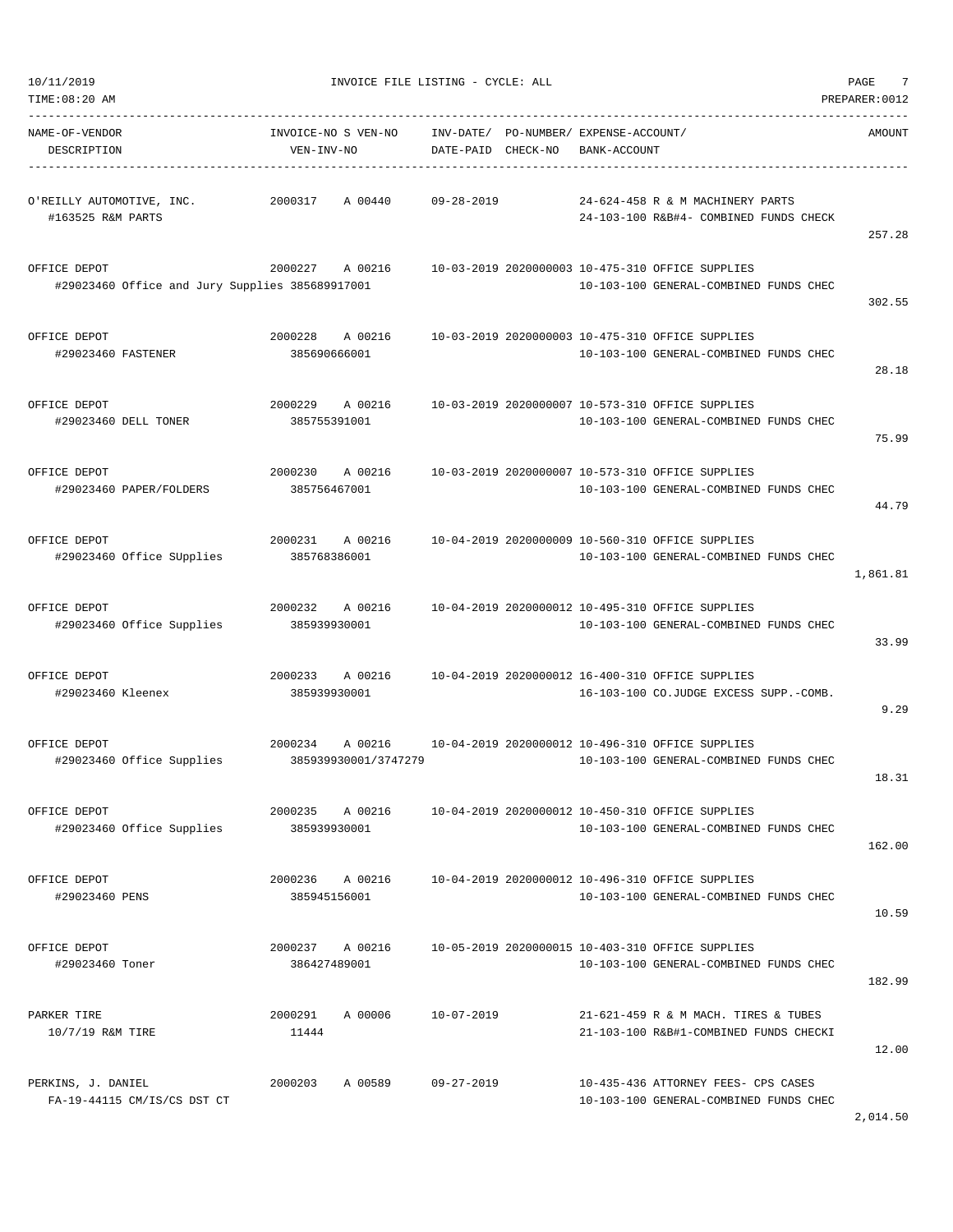10/11/2019 INVOICE FILE LISTING - CYCLE: ALL

TIME:08:20 AM PREPARER:0012

| NAME-OF-VENDOR / DESCRIPTION | INVOICE-NO S VEN-NO / VEN-INV-NO | INV-DATE/ DATE-PAID | PO-NUMBER/ CHECK-NO | EXPENSE-ACCOUNT/ BANK-ACCOUNT | AMOUNT |
|---|---|---|---|---|---|
| O'REILLY AUTOMOTIVE, INC. / #163525 R&M PARTS | 2000317 A 00440 | 09-28-2019 | | 24-624-458 R & M MACHINERY PARTS / 24-103-100 R&B#4- COMBINED FUNDS CHECK | 257.28 |
| OFFICE DEPOT / #29023460 Office and Jury Supplies 385689917001 | 2000227 A 00216 | 10-03-2019 | 2020000003 | 10-475-310 OFFICE SUPPLIES / 10-103-100 GENERAL-COMBINED FUNDS CHEC | 302.55 |
| OFFICE DEPOT / #29023460 FASTENER | 2000228 A 00216 / 385690666001 | 10-03-2019 | 2020000003 | 10-475-310 OFFICE SUPPLIES / 10-103-100 GENERAL-COMBINED FUNDS CHEC | 28.18 |
| OFFICE DEPOT / #29023460 DELL TONER | 2000229 A 00216 / 385755391001 | 10-03-2019 | 2020000007 | 10-573-310 OFFICE SUPPLIES / 10-103-100 GENERAL-COMBINED FUNDS CHEC | 75.99 |
| OFFICE DEPOT / #29023460 PAPER/FOLDERS | 2000230 A 00216 / 385756467001 | 10-03-2019 | 2020000007 | 10-573-310 OFFICE SUPPLIES / 10-103-100 GENERAL-COMBINED FUNDS CHEC | 44.79 |
| OFFICE DEPOT / #29023460 Office SUpplies | 2000231 A 00216 / 385768386001 | 10-04-2019 | 2020000009 | 10-560-310 OFFICE SUPPLIES / 10-103-100 GENERAL-COMBINED FUNDS CHEC | 1,861.81 |
| OFFICE DEPOT / #29023460 Office Supplies | 2000232 A 00216 / 385939930001 | 10-04-2019 | 2020000012 | 10-495-310 OFFICE SUPPLIES / 10-103-100 GENERAL-COMBINED FUNDS CHEC | 33.99 |
| OFFICE DEPOT / #29023460 Kleenex | 2000233 A 00216 / 385939930001 | 10-04-2019 | 2020000012 | 16-400-310 OFFICE SUPPLIES / 16-103-100 CO.JUDGE EXCESS SUPP.-COMB. | 9.29 |
| OFFICE DEPOT / #29023460 Office Supplies | 2000234 A 00216 / 385939930001/3747279 | 10-04-2019 | 2020000012 | 10-496-310 OFFICE SUPPLIES / 10-103-100 GENERAL-COMBINED FUNDS CHEC | 18.31 |
| OFFICE DEPOT / #29023460 Office Supplies | 2000235 A 00216 / 385939930001 | 10-04-2019 | 2020000012 | 10-450-310 OFFICE SUPPLIES / 10-103-100 GENERAL-COMBINED FUNDS CHEC | 162.00 |
| OFFICE DEPOT / #29023460 PENS | 2000236 A 00216 / 385945156001 | 10-04-2019 | 2020000012 | 10-496-310 OFFICE SUPPLIES / 10-103-100 GENERAL-COMBINED FUNDS CHEC | 10.59 |
| OFFICE DEPOT / #29023460 Toner | 2000237 A 00216 / 386427489001 | 10-05-2019 | 2020000015 | 10-403-310 OFFICE SUPPLIES / 10-103-100 GENERAL-COMBINED FUNDS CHEC | 182.99 |
| PARKER TIRE / 10/7/19 R&M TIRE | 2000291 A 00006 / 11444 | 10-07-2019 | | 21-621-459 R & M MACH. TIRES & TUBES / 21-103-100 R&B#1-COMBINED FUNDS CHECKI | 12.00 |
| PERKINS, J. DANIEL / FA-19-44115 CM/IS/CS DST CT | 2000203 A 00589 | 09-27-2019 | | 10-435-436 ATTORNEY FEES- CPS CASES / 10-103-100 GENERAL-COMBINED FUNDS CHEC | 2,014.50 |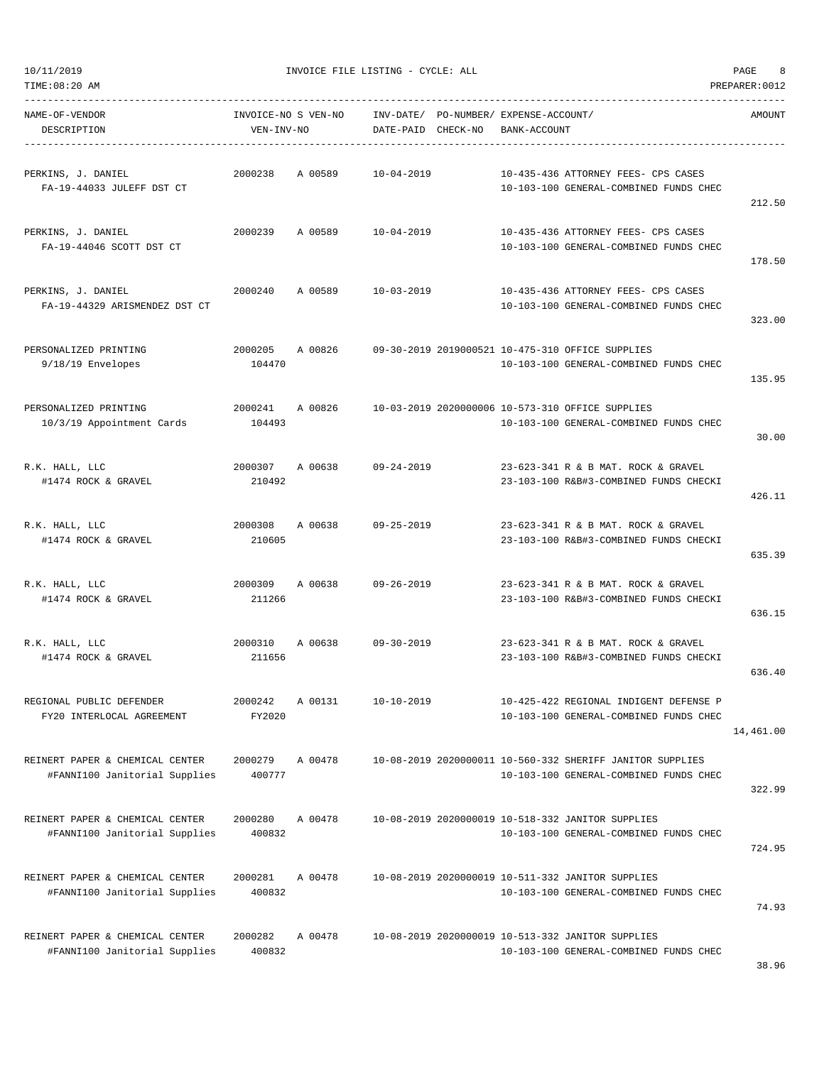10/11/2019 INVOICE FILE LISTING - CYCLE: ALL

TIME:08:20 AM PREPARER:0012

| NAME-OF-VENDOR / DESCRIPTION | INVOICE-NO / VEN-INV-NO | S VEN-NO | INV-DATE/ DATE-PAID | PO-NUMBER/ CHECK-NO | EXPENSE-ACCOUNT/ BANK-ACCOUNT | AMOUNT |
|---|---|---|---|---|---|---|
| PERKINS, J. DANIEL<br>FA-19-44033 JULEFF DST CT | 2000238 | A 00589 | 10-04-2019 | | 10-435-436 ATTORNEY FEES- CPS CASES<br>10-103-100 GENERAL-COMBINED FUNDS CHEC | 212.50 |
| PERKINS, J. DANIEL<br>FA-19-44046 SCOTT DST CT | 2000239 | A 00589 | 10-04-2019 | | 10-435-436 ATTORNEY FEES- CPS CASES<br>10-103-100 GENERAL-COMBINED FUNDS CHEC | 178.50 |
| PERKINS, J. DANIEL<br>FA-19-44329 ARISMENDEZ DST CT | 2000240 | A 00589 | 10-03-2019 | | 10-435-436 ATTORNEY FEES- CPS CASES<br>10-103-100 GENERAL-COMBINED FUNDS CHEC | 323.00 |
| PERSONALIZED PRINTING<br>9/18/19 Envelopes | 2000205<br>104470 | A 00826 | 09-30-2019 | 2019000521 | 10-475-310 OFFICE SUPPLIES<br>10-103-100 GENERAL-COMBINED FUNDS CHEC | 135.95 |
| PERSONALIZED PRINTING<br>10/3/19 Appointment Cards | 2000241<br>104493 | A 00826 | 10-03-2019 | 2020000006 | 10-573-310 OFFICE SUPPLIES<br>10-103-100 GENERAL-COMBINED FUNDS CHEC | 30.00 |
| R.K. HALL, LLC<br>#1474 ROCK & GRAVEL | 2000307<br>210492 | A 00638 | 09-24-2019 | | 23-623-341 R & B MAT. ROCK & GRAVEL<br>23-103-100 R&B#3-COMBINED FUNDS CHECKI | 426.11 |
| R.K. HALL, LLC<br>#1474 ROCK & GRAVEL | 2000308<br>210605 | A 00638 | 09-25-2019 | | 23-623-341 R & B MAT. ROCK & GRAVEL<br>23-103-100 R&B#3-COMBINED FUNDS CHECKI | 635.39 |
| R.K. HALL, LLC<br>#1474 ROCK & GRAVEL | 2000309<br>211266 | A 00638 | 09-26-2019 | | 23-623-341 R & B MAT. ROCK & GRAVEL<br>23-103-100 R&B#3-COMBINED FUNDS CHECKI | 636.15 |
| R.K. HALL, LLC<br>#1474 ROCK & GRAVEL | 2000310<br>211656 | A 00638 | 09-30-2019 | | 23-623-341 R & B MAT. ROCK & GRAVEL<br>23-103-100 R&B#3-COMBINED FUNDS CHECKI | 636.40 |
| REGIONAL PUBLIC DEFENDER<br>FY20 INTERLOCAL AGREEMENT | 2000242<br>FY2020 | A 00131 | 10-10-2019 | | 10-425-422 REGIONAL INDIGENT DEFENSE P<br>10-103-100 GENERAL-COMBINED FUNDS CHEC | 14,461.00 |
| REINERT PAPER & CHEMICAL CENTER<br>#FANNI100 Janitorial Supplies | 2000279<br>400777 | A 00478 | 10-08-2019 | 2020000011 | 10-560-332 SHERIFF JANITOR SUPPLIES<br>10-103-100 GENERAL-COMBINED FUNDS CHEC | 322.99 |
| REINERT PAPER & CHEMICAL CENTER<br>#FANNI100 Janitorial Supplies | 2000280<br>400832 | A 00478 | 10-08-2019 | 2020000019 | 10-518-332 JANITOR SUPPLIES<br>10-103-100 GENERAL-COMBINED FUNDS CHEC | 724.95 |
| REINERT PAPER & CHEMICAL CENTER<br>#FANNI100 Janitorial Supplies | 2000281<br>400832 | A 00478 | 10-08-2019 | 2020000019 | 10-511-332 JANITOR SUPPLIES<br>10-103-100 GENERAL-COMBINED FUNDS CHEC | 74.93 |
| REINERT PAPER & CHEMICAL CENTER<br>#FANNI100 Janitorial Supplies | 2000282<br>400832 | A 00478 | 10-08-2019 | 2020000019 | 10-513-332 JANITOR SUPPLIES<br>10-103-100 GENERAL-COMBINED FUNDS CHEC | 38.96 |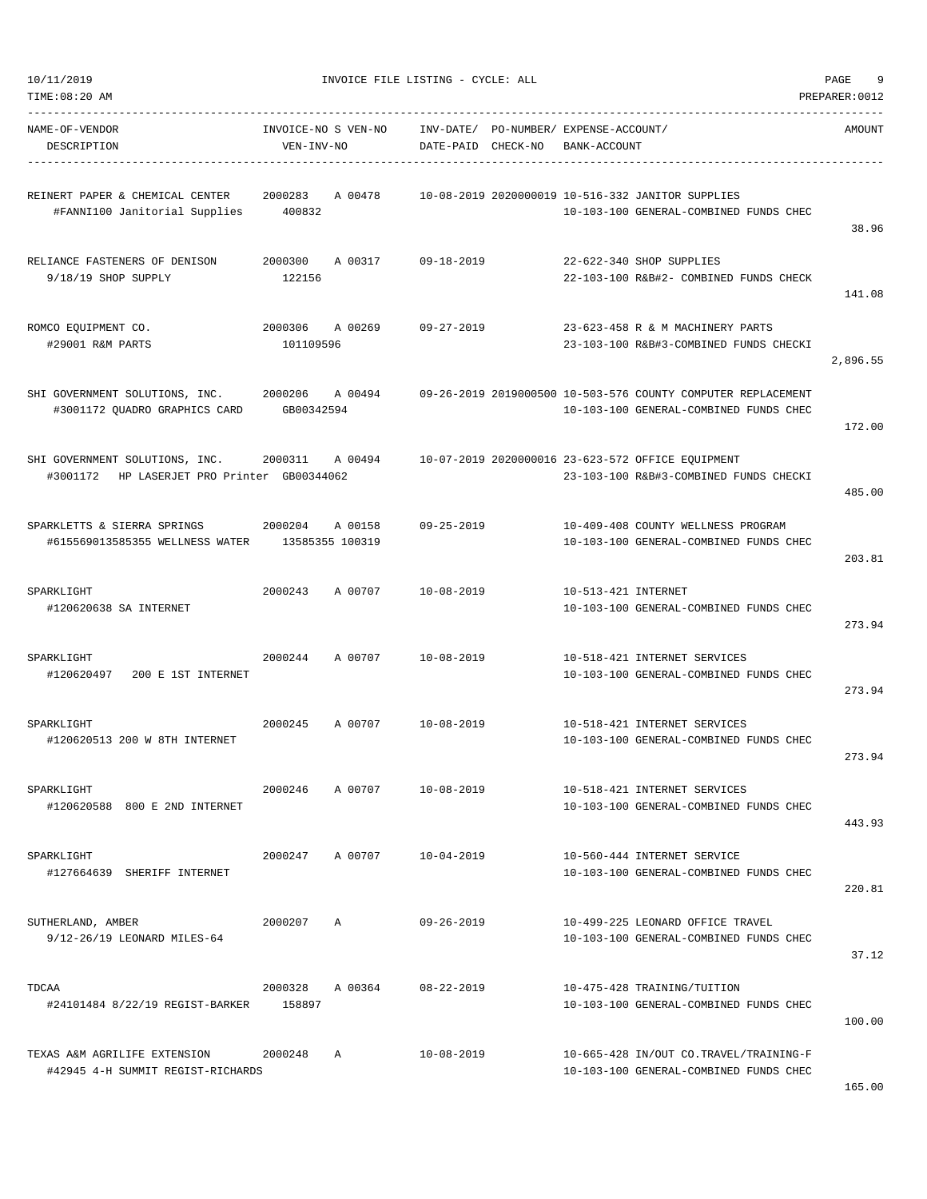10/11/2019 INVOICE FILE LISTING - CYCLE: ALL
TIME:08:20 AM PREPARER:0012

| NAME-OF-VENDOR / DESCRIPTION | INVOICE-NO / VEN-INV-NO | S | VEN-NO | INV-DATE/ DATE-PAID | PO-NUMBER/ CHECK-NO | EXPENSE-ACCOUNT/ BANK-ACCOUNT | AMOUNT |
|---|---|---|---|---|---|---|---|
| REINERT PAPER & CHEMICAL CENTER<br>#FANNI100 Janitorial Supplies | 2000283<br>400832 | A | 00478 | 10-08-2019 | 2020000019 | 10-516-332 JANITOR SUPPLIES<br>10-103-100 GENERAL-COMBINED FUNDS CHEC | 38.96 |
| RELIANCE FASTENERS OF DENISON<br>9/18/19 SHOP SUPPLY | 2000300<br>122156 | A | 00317 | 09-18-2019 | | 22-622-340 SHOP SUPPLIES<br>22-103-100 R&B#2- COMBINED FUNDS CHECK | 141.08 |
| ROMCO EQUIPMENT CO.<br>#29001 R&M PARTS | 2000306<br>101109596 | A | 00269 | 09-27-2019 | | 23-623-458 R & M MACHINERY PARTS<br>23-103-100 R&B#3-COMBINED FUNDS CHECKI | 2,896.55 |
| SHI GOVERNMENT SOLUTIONS, INC.<br>#3001172 QUADRO GRAPHICS CARD | 2000206<br>GB00342594 | A | 00494 | 09-26-2019 | 2019000500 | 10-503-576 COUNTY COMPUTER REPLACEMENT<br>10-103-100 GENERAL-COMBINED FUNDS CHEC | 172.00 |
| SHI GOVERNMENT SOLUTIONS, INC.<br>#3001172 HP LASERJET PRO Printer | 2000311<br>GB00344062 | A | 00494 | 10-07-2019 | 2020000016 | 23-623-572 OFFICE EQUIPMENT<br>23-103-100 R&B#3-COMBINED FUNDS CHECKI | 485.00 |
| SPARKLETTS & SIERRA SPRINGS<br>#615569013585355 WELLNESS WATER | 2000204<br>13585355 100319 | A | 00158 | 09-25-2019 | | 10-409-408 COUNTY WELLNESS PROGRAM<br>10-103-100 GENERAL-COMBINED FUNDS CHEC | 203.81 |
| SPARKLIGHT<br>#120620638 SA INTERNET | 2000243 | A | 00707 | 10-08-2019 | | 10-513-421 INTERNET<br>10-103-100 GENERAL-COMBINED FUNDS CHEC | 273.94 |
| SPARKLIGHT<br>#120620497 200 E 1ST INTERNET | 2000244 | A | 00707 | 10-08-2019 | | 10-518-421 INTERNET SERVICES<br>10-103-100 GENERAL-COMBINED FUNDS CHEC | 273.94 |
| SPARKLIGHT<br>#120620513 200 W 8TH INTERNET | 2000245 | A | 00707 | 10-08-2019 | | 10-518-421 INTERNET SERVICES<br>10-103-100 GENERAL-COMBINED FUNDS CHEC | 273.94 |
| SPARKLIGHT<br>#120620588 800 E 2ND INTERNET | 2000246 | A | 00707 | 10-08-2019 | | 10-518-421 INTERNET SERVICES<br>10-103-100 GENERAL-COMBINED FUNDS CHEC | 443.93 |
| SPARKLIGHT<br>#127664639 SHERIFF INTERNET | 2000247 | A | 00707 | 10-04-2019 | | 10-560-444 INTERNET SERVICE<br>10-103-100 GENERAL-COMBINED FUNDS CHEC | 220.81 |
| SUTHERLAND, AMBER<br>9/12-26/19 LEONARD MILES-64 | 2000207 | A | | 09-26-2019 | | 10-499-225 LEONARD OFFICE TRAVEL<br>10-103-100 GENERAL-COMBINED FUNDS CHEC | 37.12 |
| TDCAA<br>#24101484 8/22/19 REGIST-BARKER | 2000328<br>158897 | A | 00364 | 08-22-2019 | | 10-475-428 TRAINING/TUITION<br>10-103-100 GENERAL-COMBINED FUNDS CHEC | 100.00 |
| TEXAS A&M AGRILIFE EXTENSION<br>#42945 4-H SUMMIT REGIST-RICHARDS | 2000248 | A | | 10-08-2019 | | 10-665-428 IN/OUT CO.TRAVEL/TRAINING-F<br>10-103-100 GENERAL-COMBINED FUNDS CHEC | 165.00 |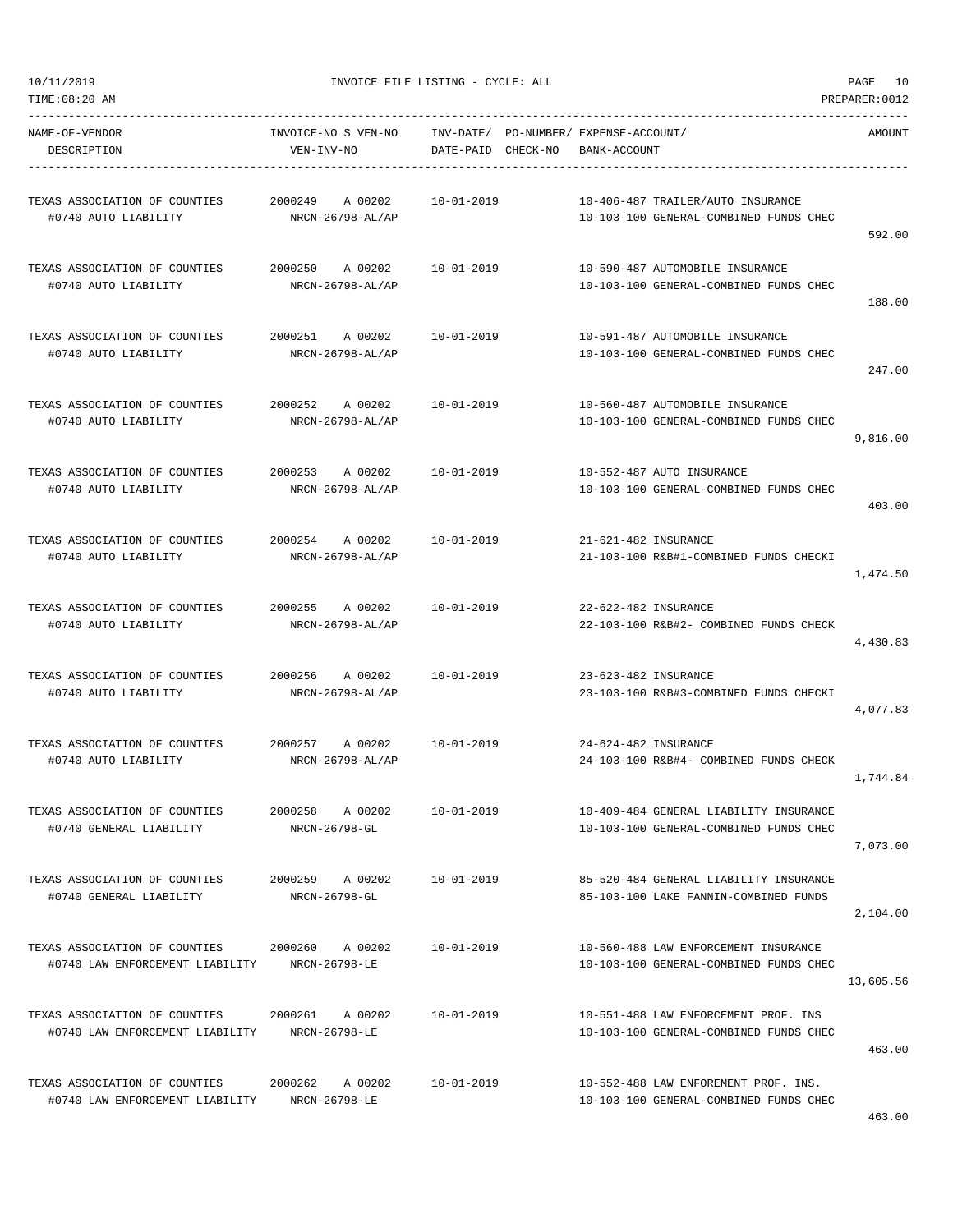10/11/2019 INVOICE FILE LISTING - CYCLE: ALL

TIME:08:20 AM PREPARER:0012

| NAME-OF-VENDOR / DESCRIPTION | INVOICE-NO S VEN-NO / VEN-INV-NO | INV-DATE/ DATE-PAID | PO-NUMBER/ CHECK-NO | EXPENSE-ACCOUNT/ BANK-ACCOUNT | AMOUNT |
|---|---|---|---|---|---|
| TEXAS ASSOCIATION OF COUNTIES<br>#0740 AUTO LIABILITY | 2000249 A 00202<br>NRCN-26798-AL/AP | 10-01-2019 | | 10-406-487 TRAILER/AUTO INSURANCE<br>10-103-100 GENERAL-COMBINED FUNDS CHEC | 592.00 |
| TEXAS ASSOCIATION OF COUNTIES<br>#0740 AUTO LIABILITY | 2000250 A 00202<br>NRCN-26798-AL/AP | 10-01-2019 | | 10-590-487 AUTOMOBILE INSURANCE<br>10-103-100 GENERAL-COMBINED FUNDS CHEC | 188.00 |
| TEXAS ASSOCIATION OF COUNTIES<br>#0740 AUTO LIABILITY | 2000251 A 00202<br>NRCN-26798-AL/AP | 10-01-2019 | | 10-591-487 AUTOMOBILE INSURANCE<br>10-103-100 GENERAL-COMBINED FUNDS CHEC | 247.00 |
| TEXAS ASSOCIATION OF COUNTIES<br>#0740 AUTO LIABILITY | 2000252 A 00202<br>NRCN-26798-AL/AP | 10-01-2019 | | 10-560-487 AUTOMOBILE INSURANCE<br>10-103-100 GENERAL-COMBINED FUNDS CHEC | 9,816.00 |
| TEXAS ASSOCIATION OF COUNTIES<br>#0740 AUTO LIABILITY | 2000253 A 00202<br>NRCN-26798-AL/AP | 10-01-2019 | | 10-552-487 AUTO INSURANCE<br>10-103-100 GENERAL-COMBINED FUNDS CHEC | 403.00 |
| TEXAS ASSOCIATION OF COUNTIES<br>#0740 AUTO LIABILITY | 2000254 A 00202<br>NRCN-26798-AL/AP | 10-01-2019 | | 21-621-482 INSURANCE<br>21-103-100 R&B#1-COMBINED FUNDS CHECKI | 1,474.50 |
| TEXAS ASSOCIATION OF COUNTIES<br>#0740 AUTO LIABILITY | 2000255 A 00202<br>NRCN-26798-AL/AP | 10-01-2019 | | 22-622-482 INSURANCE<br>22-103-100 R&B#2- COMBINED FUNDS CHECK | 4,430.83 |
| TEXAS ASSOCIATION OF COUNTIES<br>#0740 AUTO LIABILITY | 2000256 A 00202<br>NRCN-26798-AL/AP | 10-01-2019 | | 23-623-482 INSURANCE<br>23-103-100 R&B#3-COMBINED FUNDS CHECKI | 4,077.83 |
| TEXAS ASSOCIATION OF COUNTIES<br>#0740 AUTO LIABILITY | 2000257 A 00202<br>NRCN-26798-AL/AP | 10-01-2019 | | 24-624-482 INSURANCE<br>24-103-100 R&B#4- COMBINED FUNDS CHECK | 1,744.84 |
| TEXAS ASSOCIATION OF COUNTIES<br>#0740 GENERAL LIABILITY | 2000258 A 00202<br>NRCN-26798-GL | 10-01-2019 | | 10-409-484 GENERAL LIABILITY INSURANCE<br>10-103-100 GENERAL-COMBINED FUNDS CHEC | 7,073.00 |
| TEXAS ASSOCIATION OF COUNTIES<br>#0740 GENERAL LIABILITY | 2000259 A 00202<br>NRCN-26798-GL | 10-01-2019 | | 85-520-484 GENERAL LIABILITY INSURANCE<br>85-103-100 LAKE FANNIN-COMBINED FUNDS | 2,104.00 |
| TEXAS ASSOCIATION OF COUNTIES<br>#0740 LAW ENFORCEMENT LIABILITY | 2000260 A 00202<br>NRCN-26798-LE | 10-01-2019 | | 10-560-488 LAW ENFORCEMENT INSURANCE<br>10-103-100 GENERAL-COMBINED FUNDS CHEC | 13,605.56 |
| TEXAS ASSOCIATION OF COUNTIES<br>#0740 LAW ENFORCEMENT LIABILITY | 2000261 A 00202<br>NRCN-26798-LE | 10-01-2019 | | 10-551-488 LAW ENFORCEMENT PROF. INS<br>10-103-100 GENERAL-COMBINED FUNDS CHEC | 463.00 |
| TEXAS ASSOCIATION OF COUNTIES<br>#0740 LAW ENFORCEMENT LIABILITY | 2000262 A 00202<br>NRCN-26798-LE | 10-01-2019 | | 10-552-488 LAW ENFOREMENT PROF. INS.<br>10-103-100 GENERAL-COMBINED FUNDS CHEC | 463.00 |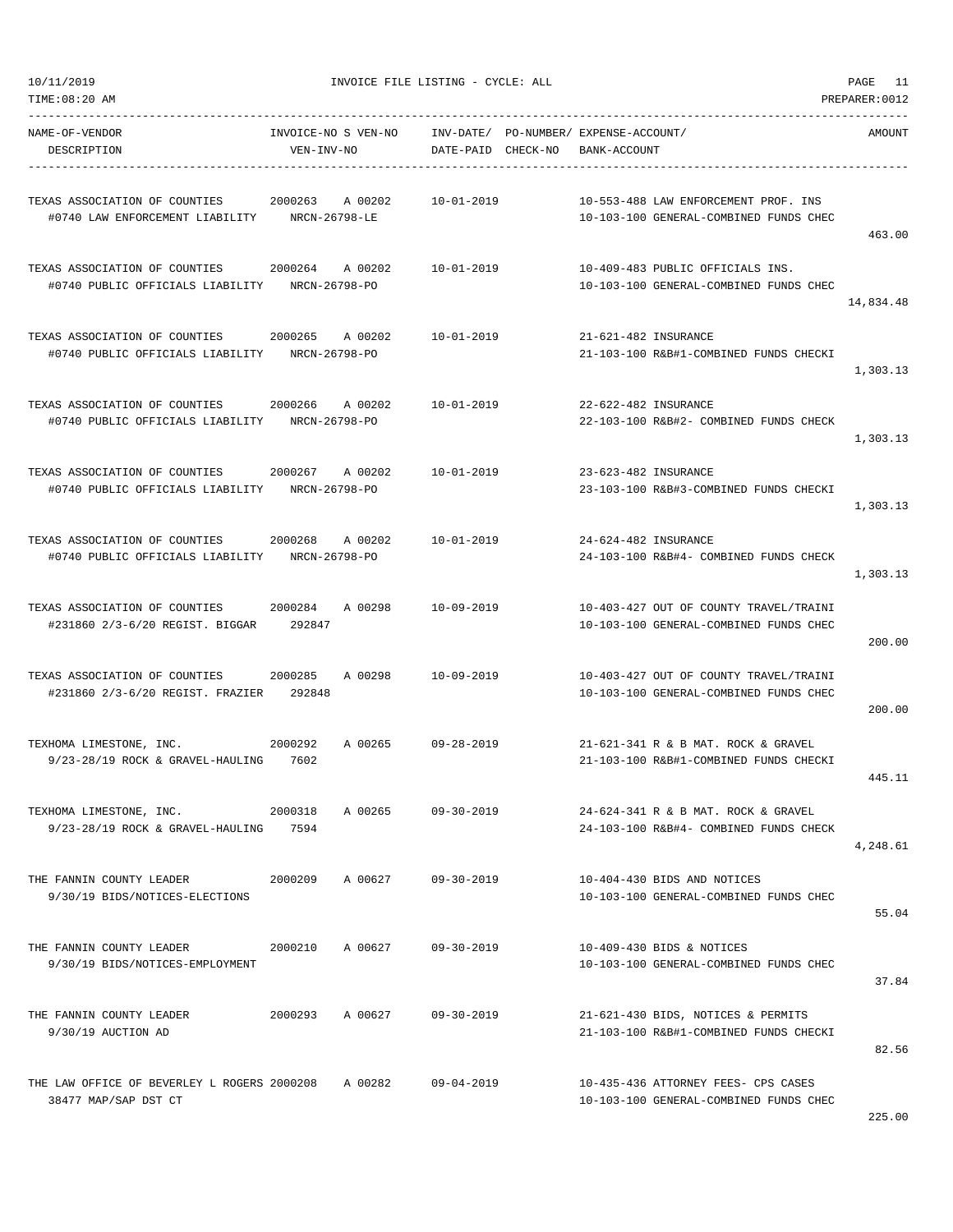| NAME-OF-VENDOR / DESCRIPTION | INVOICE-NO / VEN-INV-NO | S VEN-NO | INV-DATE/ DATE-PAID | PO-NUMBER/ CHECK-NO | EXPENSE-ACCOUNT/ BANK-ACCOUNT | AMOUNT |
|---|---|---|---|---|---|---|
| TEXAS ASSOCIATION OF COUNTIES<br>#0740 LAW ENFORCEMENT LIABILITY | 2000263<br>NRCN-26798-LE | A 00202 | 10-01-2019 | | 10-553-488 LAW ENFORCEMENT PROF. INS<br>10-103-100 GENERAL-COMBINED FUNDS CHEC | 463.00 |
| TEXAS ASSOCIATION OF COUNTIES<br>#0740 PUBLIC OFFICIALS LIABILITY | 2000264<br>NRCN-26798-PO | A 00202 | 10-01-2019 | | 10-409-483 PUBLIC OFFICIALS INS.<br>10-103-100 GENERAL-COMBINED FUNDS CHEC | 14,834.48 |
| TEXAS ASSOCIATION OF COUNTIES<br>#0740 PUBLIC OFFICIALS LIABILITY | 2000265<br>NRCN-26798-PO | A 00202 | 10-01-2019 | | 21-621-482 INSURANCE<br>21-103-100 R&B#1-COMBINED FUNDS CHECKI | 1,303.13 |
| TEXAS ASSOCIATION OF COUNTIES<br>#0740 PUBLIC OFFICIALS LIABILITY | 2000266<br>NRCN-26798-PO | A 00202 | 10-01-2019 | | 22-622-482 INSURANCE<br>22-103-100 R&B#2- COMBINED FUNDS CHECK | 1,303.13 |
| TEXAS ASSOCIATION OF COUNTIES<br>#0740 PUBLIC OFFICIALS LIABILITY | 2000267<br>NRCN-26798-PO | A 00202 | 10-01-2019 | | 23-623-482 INSURANCE<br>23-103-100 R&B#3-COMBINED FUNDS CHECKI | 1,303.13 |
| TEXAS ASSOCIATION OF COUNTIES<br>#0740 PUBLIC OFFICIALS LIABILITY | 2000268<br>NRCN-26798-PO | A 00202 | 10-01-2019 | | 24-624-482 INSURANCE<br>24-103-100 R&B#4- COMBINED FUNDS CHECK | 1,303.13 |
| TEXAS ASSOCIATION OF COUNTIES<br>#231860 2/3-6/20 REGIST. BIGGAR | 2000284<br>292847 | A 00298 | 10-09-2019 | | 10-403-427 OUT OF COUNTY TRAVEL/TRAINI<br>10-103-100 GENERAL-COMBINED FUNDS CHEC | 200.00 |
| TEXAS ASSOCIATION OF COUNTIES<br>#231860 2/3-6/20 REGIST. FRAZIER | 2000285<br>292848 | A 00298 | 10-09-2019 | | 10-403-427 OUT OF COUNTY TRAVEL/TRAINI<br>10-103-100 GENERAL-COMBINED FUNDS CHEC | 200.00 |
| TEXHOMA LIMESTONE, INC.<br>9/23-28/19 ROCK & GRAVEL-HAULING | 2000292<br>7602 | A 00265 | 09-28-2019 | | 21-621-341 R & B MAT. ROCK & GRAVEL<br>21-103-100 R&B#1-COMBINED FUNDS CHECKI | 445.11 |
| TEXHOMA LIMESTONE, INC.<br>9/23-28/19 ROCK & GRAVEL-HAULING | 2000318<br>7594 | A 00265 | 09-30-2019 | | 24-624-341 R & B MAT. ROCK & GRAVEL<br>24-103-100 R&B#4- COMBINED FUNDS CHECK | 4,248.61 |
| THE FANNIN COUNTY LEADER<br>9/30/19 BIDS/NOTICES-ELECTIONS | 2000209 | A 00627 | 09-30-2019 | | 10-404-430 BIDS AND NOTICES<br>10-103-100 GENERAL-COMBINED FUNDS CHEC | 55.04 |
| THE FANNIN COUNTY LEADER<br>9/30/19 BIDS/NOTICES-EMPLOYMENT | 2000210 | A 00627 | 09-30-2019 | | 10-409-430 BIDS & NOTICES<br>10-103-100 GENERAL-COMBINED FUNDS CHEC | 37.84 |
| THE FANNIN COUNTY LEADER<br>9/30/19 AUCTION AD | 2000293 | A 00627 | 09-30-2019 | | 21-621-430 BIDS, NOTICES & PERMITS<br>21-103-100 R&B#1-COMBINED FUNDS CHECKI | 82.56 |
| THE LAW OFFICE OF BEVERLEY L ROGERS<br>38477 MAP/SAP DST CT | 2000208 | A 00282 | 09-04-2019 | | 10-435-436 ATTORNEY FEES- CPS CASES<br>10-103-100 GENERAL-COMBINED FUNDS CHEC | 225.00 |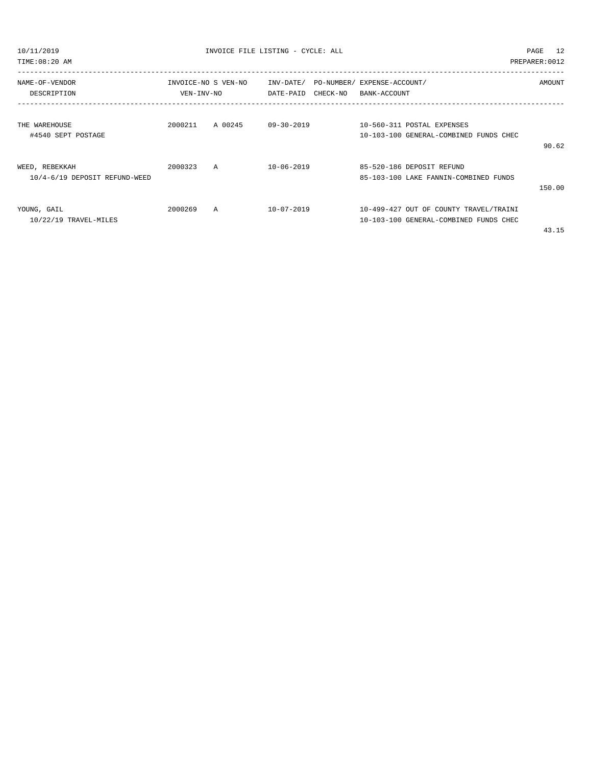| NAME-OF-VENDOR<br>DESCRIPTION | INVOICE-NO<br>VEN-INV-NO | S | VEN-NO | INV-DATE/<br>DATE-PAID | PO-NUMBER/<br>CHECK-NO | EXPENSE-ACCOUNT/<br>BANK-ACCOUNT | AMOUNT |
|---|---|---|---|---|---|---|---|
| THE WAREHOUSE<br>#4540 SEPT POSTAGE | 2000211 | A | 00245 | 09-30-2019 | | 10-560-311 POSTAL EXPENSES<br>10-103-100 GENERAL-COMBINED FUNDS CHEC | 90.62 |
| WEED, REBEKKAH<br>10/4-6/19 DEPOSIT REFUND-WEED | 2000323 | A | | 10-06-2019 | | 85-520-186 DEPOSIT REFUND<br>85-103-100 LAKE FANNIN-COMBINED FUNDS | 150.00 |
| YOUNG, GAIL<br>10/22/19 TRAVEL-MILES | 2000269 | A | | 10-07-2019 | | 10-499-427 OUT OF COUNTY TRAVEL/TRAINI<br>10-103-100 GENERAL-COMBINED FUNDS CHEC | 43.15 |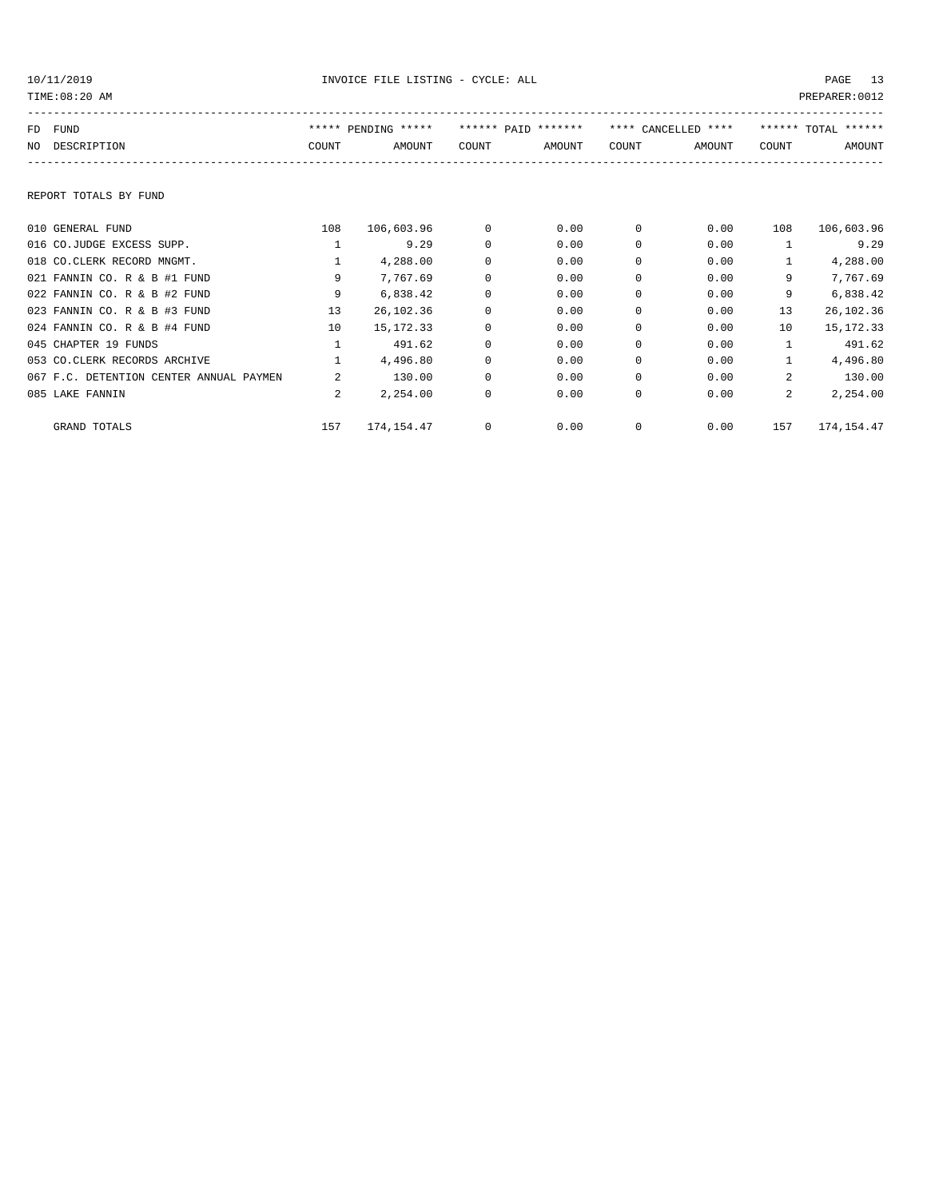10/11/2019 INVOICE FILE LISTING - CYCLE: ALL PAGE 13

TIME:08:20 AM PREPARER:0012

| FD NO | FUND DESCRIPTION | ***** PENDING ***** COUNT | AMOUNT | ****** PAID ******* COUNT | AMOUNT | **** CANCELLED **** COUNT | AMOUNT | ****** TOTAL ****** COUNT | AMOUNT |
|---|---|---|---|---|---|---|---|---|---|
| | REPORT TOTALS BY FUND | | | | | | | | |
| 010 | GENERAL FUND | 108 | 106,603.96 | 0 | 0.00 | 0 | 0.00 | 108 | 106,603.96 |
| 016 | CO.JUDGE EXCESS SUPP. | 1 | 9.29 | 0 | 0.00 | 0 | 0.00 | 1 | 9.29 |
| 018 | CO.CLERK RECORD MNGMT. | 1 | 4,288.00 | 0 | 0.00 | 0 | 0.00 | 1 | 4,288.00 |
| 021 | FANNIN CO. R & B #1 FUND | 9 | 7,767.69 | 0 | 0.00 | 0 | 0.00 | 9 | 7,767.69 |
| 022 | FANNIN CO. R & B #2 FUND | 9 | 6,838.42 | 0 | 0.00 | 0 | 0.00 | 9 | 6,838.42 |
| 023 | FANNIN CO. R & B #3 FUND | 13 | 26,102.36 | 0 | 0.00 | 0 | 0.00 | 13 | 26,102.36 |
| 024 | FANNIN CO. R & B #4 FUND | 10 | 15,172.33 | 0 | 0.00 | 0 | 0.00 | 10 | 15,172.33 |
| 045 | CHAPTER 19 FUNDS | 1 | 491.62 | 0 | 0.00 | 0 | 0.00 | 1 | 491.62 |
| 053 | CO.CLERK RECORDS ARCHIVE | 1 | 4,496.80 | 0 | 0.00 | 0 | 0.00 | 1 | 4,496.80 |
| 067 | F.C. DETENTION CENTER ANNUAL PAYMEN | 2 | 130.00 | 0 | 0.00 | 0 | 0.00 | 2 | 130.00 |
| 085 | LAKE FANNIN | 2 | 2,254.00 | 0 | 0.00 | 0 | 0.00 | 2 | 2,254.00 |
| | GRAND TOTALS | 157 | 174,154.47 | 0 | 0.00 | 0 | 0.00 | 157 | 174,154.47 |